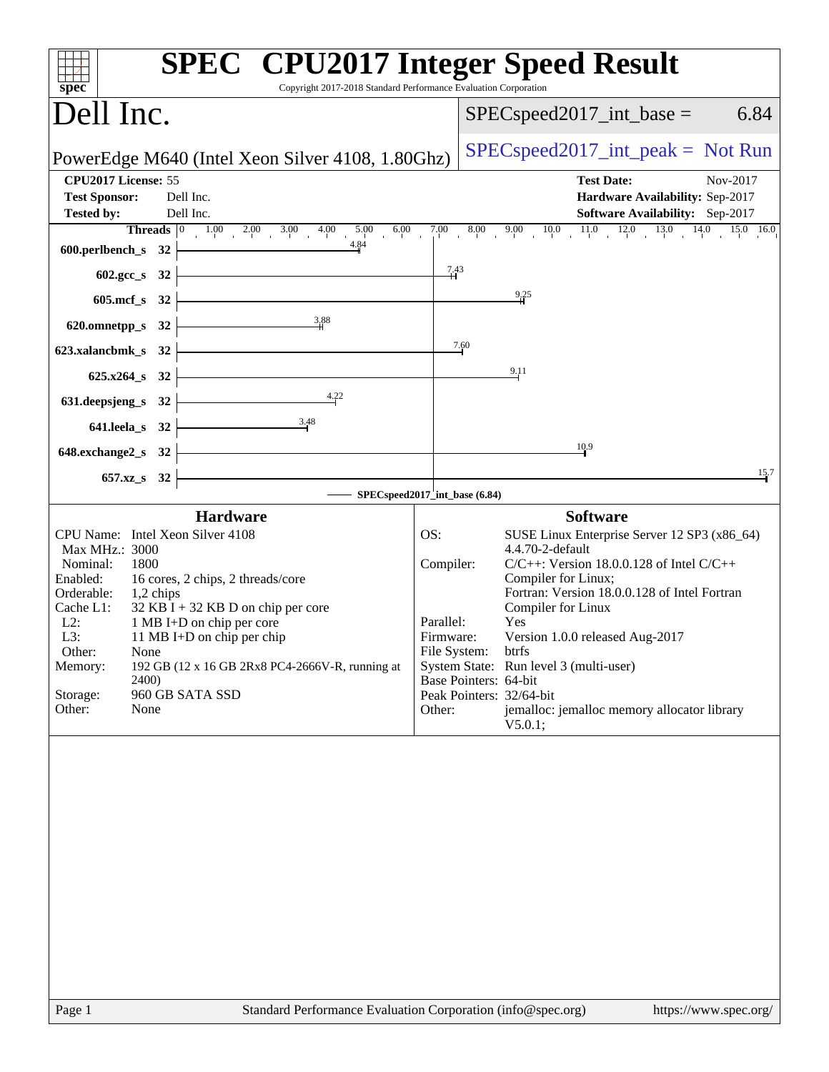# SPEC CPU2017 Integer Speed Result

Copyright 2017-2018 Standard Performance Evaluation Corporation

## Dell Inc.

PowerEdge M640 (Intel Xeon Silver 4108, 1.80Ghz)

SPECspeed2017_int_base = 6.84

SPECspeed2017_int_peak = Not Run

| | | | |
|---|---|---|---|
| **CPU2017 License:** | 55 | **Test Date:** | Nov-2017 |
| **Test Sponsor:** | Dell Inc. | **Hardware Availability:** | Sep-2017 |
| **Tested by:** | Dell Inc. | **Software Availability:** | Sep-2017 |

| Benchmark | Threads | Base Ratio |
|---|---|---|
| 600.perlbench_s | 32 | 4.84 |
| 602.gcc_s | 32 | 7.43 |
| 605.mcf_s | 32 | 9.25 |
| 620.omnetpp_s | 32 | 3.88 |
| 623.xalancbmk_s | 32 | 7.60 |
| 625.x264_s | 32 | 9.11 |
| 631.deepsjeng_s | 32 | 4.22 |
| 641.leela_s | 32 | 3.48 |
| 648.exchange2_s | 32 | 10.9 |
| 657.xz_s | 32 | 15.7 |

SPECspeed2017_int_base (6.84)

### Hardware

| | |
|---|---|
| CPU Name: | Intel Xeon Silver 4108 |
| Max MHz.: | 3000 |
| Nominal: | 1800 |
| Enabled: | 16 cores, 2 chips, 2 threads/core |
| Orderable: | 1,2 chips |
| Cache L1: | 32 KB I + 32 KB D on chip per core |
| L2: | 1 MB I+D on chip per core |
| L3: | 11 MB I+D on chip per chip |
| Other: | None |
| Memory: | 192 GB (12 x 16 GB 2Rx8 PC4-2666V-R, running at 2400) |
| Storage: | 960 GB SATA SSD |
| Other: | None |

### Software

| | |
|---|---|
| OS: | SUSE Linux Enterprise Server 12 SP3 (x86_64) 4.4.70-2-default |
| Compiler: | C/C++: Version 18.0.0.128 of Intel C/C++ Compiler for Linux; Fortran: Version 18.0.0.128 of Intel Fortran Compiler for Linux |
| Parallel: | Yes |
| Firmware: | Version 1.0.0 released Aug-2017 |
| File System: | btrfs |
| System State: | Run level 3 (multi-user) |
| Base Pointers: | 64-bit |
| Peak Pointers: | 32/64-bit |
| Other: | jemalloc: jemalloc memory allocator library V5.0.1; |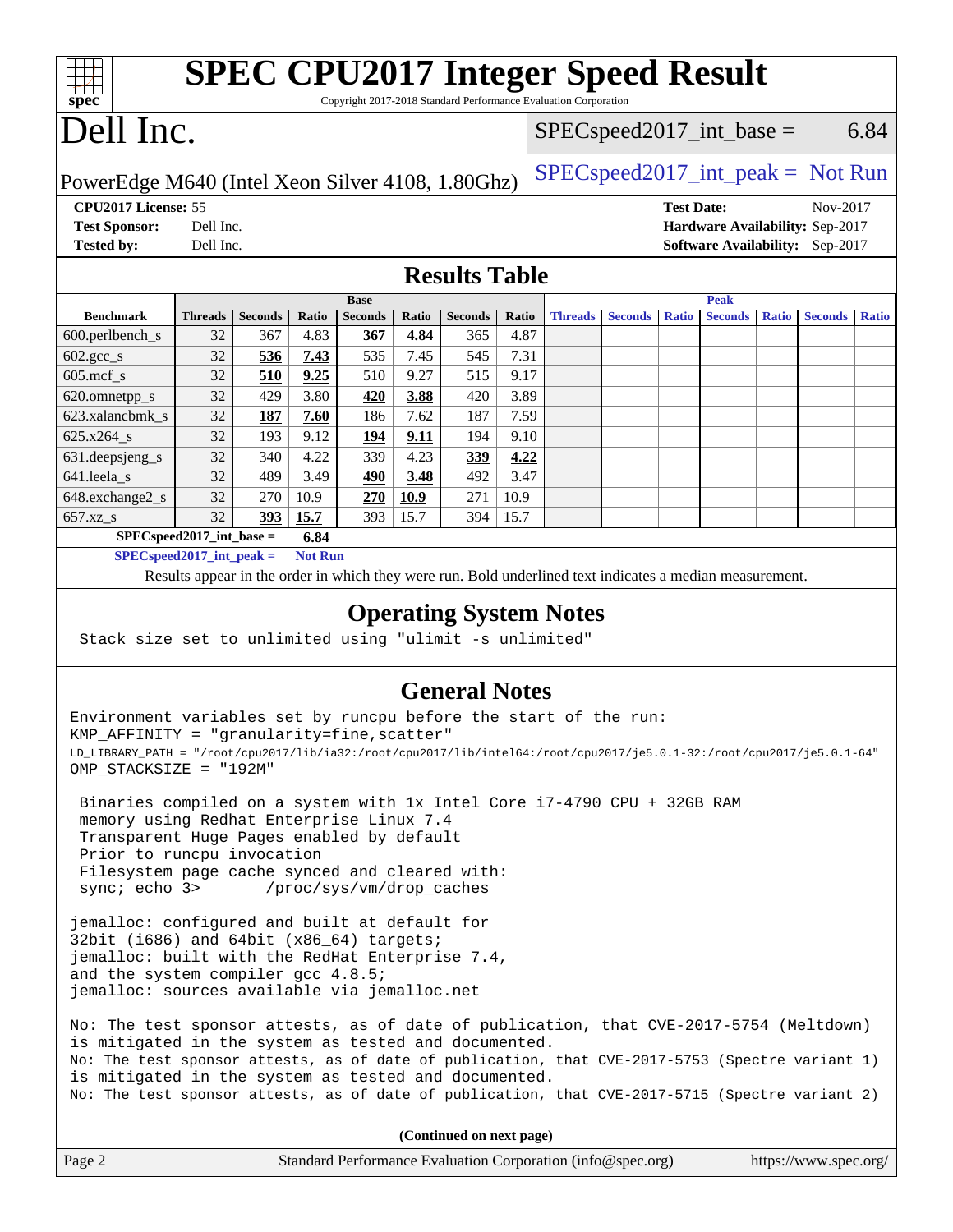# SPEC CPU2017 Integer Speed Result

Copyright 2017-2018 Standard Performance Evaluation Corporation

# Dell Inc.

PowerEdge M640 (Intel Xeon Silver 4108, 1.80Ghz)

SPECspeed2017_int_base = 6.84

SPECspeed2017_int_peak = Not Run

**CPU2017 License:** 55
**Test Sponsor:** Dell Inc.
**Tested by:** Dell Inc.

**Test Date:** Nov-2017
**Hardware Availability:** Sep-2017
**Software Availability:** Sep-2017

## Results Table

| | Base | | | | | | | Peak | | | | | | |
|---|---|---|---|---|---|---|---|---|---|---|---|---|---|---|
| **Benchmark** | **Threads** | **Seconds** | **Ratio** | **Seconds** | **Ratio** | **Seconds** | **Ratio** | **Threads** | **Seconds** | **Ratio** | **Seconds** | **Ratio** | **Seconds** | **Ratio** |
| 600.perlbench_s | 32 | 367 | 4.83 | **367** | **4.84** | 365 | 4.87 | | | | | | | |
| 602.gcc_s | 32 | **536** | **7.43** | 535 | 7.45 | 545 | 7.31 | | | | | | | |
| 605.mcf_s | 32 | **510** | **9.25** | 510 | 9.27 | 515 | 9.17 | | | | | | | |
| 620.omnetpp_s | 32 | 429 | 3.80 | **420** | **3.88** | 420 | 3.89 | | | | | | | |
| 623.xalancbmk_s | 32 | **187** | **7.60** | 186 | 7.62 | 187 | 7.59 | | | | | | | |
| 625.x264_s | 32 | 193 | 9.12 | **194** | **9.11** | 194 | 9.10 | | | | | | | |
| 631.deepsjeng_s | 32 | 340 | 4.22 | 339 | 4.23 | **339** | **4.22** | | | | | | | |
| 641.leela_s | 32 | 489 | 3.49 | **490** | **3.48** | 492 | 3.47 | | | | | | | |
| 648.exchange2_s | 32 | 270 | 10.9 | **270** | **10.9** | 271 | 10.9 | | | | | | | |
| 657.xz_s | 32 | **393** | **15.7** | 393 | 15.7 | 394 | 15.7 | | | | | | | |
| **SPECspeed2017_int_base =** | | | **6.84** | | | | | | | | | | | |
| **SPECspeed2017_int_peak =** | | | **Not Run** | | | | | | | | | | | |

Results appear in the order in which they were run. Bold underlined text indicates a median measurement.

## Operating System Notes

```
Stack size set to unlimited using "ulimit -s unlimited"
```

## General Notes

```
Environment variables set by runcpu before the start of the run:
KMP_AFFINITY = "granularity=fine,scatter"
LD_LIBRARY_PATH = "/root/cpu2017/lib/ia32:/root/cpu2017/lib/intel64:/root/cpu2017/je5.0.1-32:/root/cpu2017/je5.0.1-64"
OMP_STACKSIZE = "192M"

 Binaries compiled on a system with 1x Intel Core i7-4790 CPU + 32GB RAM
 memory using Redhat Enterprise Linux 7.4
 Transparent Huge Pages enabled by default
 Prior to runcpu invocation
 Filesystem page cache synced and cleared with:
 sync; echo 3>       /proc/sys/vm/drop_caches

jemalloc: configured and built at default for
32bit (i686) and 64bit (x86_64) targets;
jemalloc: built with the RedHat Enterprise 7.4,
and the system compiler gcc 4.8.5;
jemalloc: sources available via jemalloc.net

No: The test sponsor attests, as of date of publication, that CVE-2017-5754 (Meltdown)
is mitigated in the system as tested and documented.
No: The test sponsor attests, as of date of publication, that CVE-2017-5753 (Spectre variant 1)
is mitigated in the system as tested and documented.
No: The test sponsor attests, as of date of publication, that CVE-2017-5715 (Spectre variant 2)
```

**(Continued on next page)**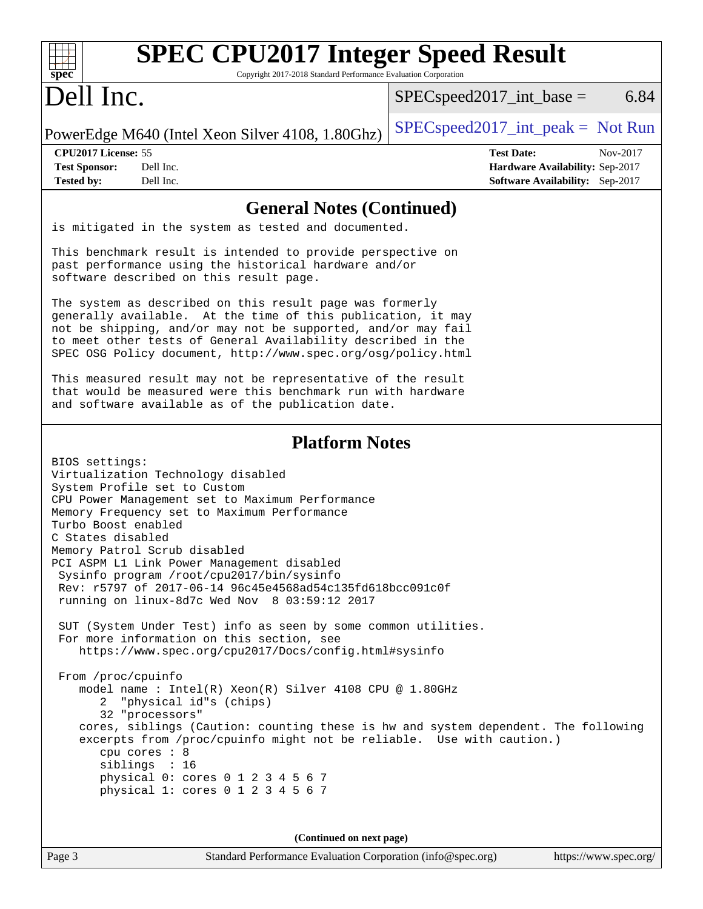## General Notes (Continued)

is mitigated in the system as tested and documented.

This benchmark result is intended to provide perspective on past performance using the historical hardware and/or software described on this result page.

The system as described on this result page was formerly generally available. At the time of this publication, it may not be shipping, and/or may not be supported, and/or may fail to meet other tests of General Availability described in the SPEC OSG Policy document, http://www.spec.org/osg/policy.html

This measured result may not be representative of the result that would be measured were this benchmark run with hardware and software available as of the publication date.

## Platform Notes

```
BIOS settings:
Virtualization Technology disabled
System Profile set to Custom
CPU Power Management set to Maximum Performance
Memory Frequency set to Maximum Performance
Turbo Boost enabled
C States disabled
Memory Patrol Scrub disabled
PCI ASPM L1 Link Power Management disabled
 Sysinfo program /root/cpu2017/bin/sysinfo
 Rev: r5797 of 2017-06-14 96c45e4568ad54c135fd618bcc091c0f
 running on linux-8d7c Wed Nov  8 03:59:12 2017

 SUT (System Under Test) info as seen by some common utilities.
 For more information on this section, see
    https://www.spec.org/cpu2017/Docs/config.html#sysinfo

 From /proc/cpuinfo
    model name : Intel(R) Xeon(R) Silver 4108 CPU @ 1.80GHz
       2  "physical id"s (chips)
       32 "processors"
    cores, siblings (Caution: counting these is hw and system dependent. The following
    excerpts from /proc/cpuinfo might not be reliable.  Use with caution.)
       cpu cores : 8
       siblings  : 16
       physical 0: cores 0 1 2 3 4 5 6 7
       physical 1: cores 0 1 2 3 4 5 6 7
```

(Continued on next page)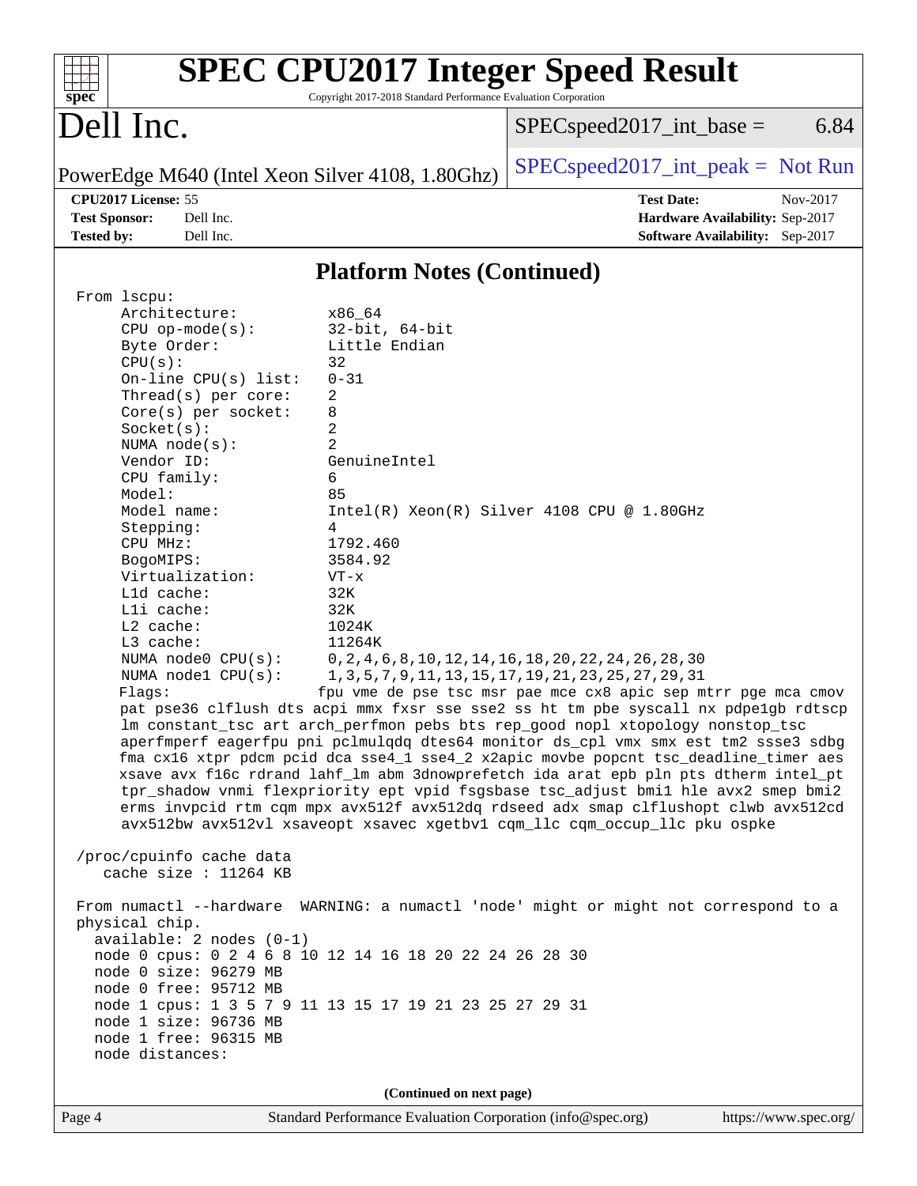# SPEC CPU2017 Integer Speed Result

Copyright 2017-2018 Standard Performance Evaluation Corporation

# Dell Inc.

PowerEdge M640 (Intel Xeon Silver 4108, 1.80Ghz)

SPECspeed2017_int_base = 6.84

SPECspeed2017_int_peak = Not Run

**CPU2017 License:** 55
**Test Sponsor:** Dell Inc.
**Tested by:** Dell Inc.

**Test Date:** Nov-2017
**Hardware Availability:** Sep-2017
**Software Availability:** Sep-2017

## Platform Notes (Continued)

```
From lscpu:
     Architecture:          x86_64
     CPU op-mode(s):        32-bit, 64-bit
     Byte Order:            Little Endian
     CPU(s):                32
     On-line CPU(s) list:   0-31
     Thread(s) per core:    2
     Core(s) per socket:    8
     Socket(s):             2
     NUMA node(s):          2
     Vendor ID:             GenuineIntel
     CPU family:            6
     Model:                 85
     Model name:            Intel(R) Xeon(R) Silver 4108 CPU @ 1.80GHz
     Stepping:              4
     CPU MHz:               1792.460
     BogoMIPS:              3584.92
     Virtualization:        VT-x
     L1d cache:             32K
     L1i cache:             32K
     L2 cache:              1024K
     L3 cache:              11264K
     NUMA node0 CPU(s):     0,2,4,6,8,10,12,14,16,18,20,22,24,26,28,30
     NUMA node1 CPU(s):     1,3,5,7,9,11,13,15,17,19,21,23,25,27,29,31
     Flags:                 fpu vme de pse tsc msr pae mce cx8 apic sep mtrr pge mca cmov
     pat pse36 clflush dts acpi mmx fxsr sse sse2 ss ht tm pbe syscall nx pdpe1gb rdtscp
     lm constant_tsc art arch_perfmon pebs bts rep_good nopl xtopology nonstop_tsc
     aperfmperf eagerfpu pni pclmulqdq dtes64 monitor ds_cpl vmx smx est tm2 ssse3 sdbg
     fma cx16 xtpr pdcm pcid dca sse4_1 sse4_2 x2apic movbe popcnt tsc_deadline_timer aes
     xsave avx f16c rdrand lahf_lm abm 3dnowprefetch ida arat epb pln pts dtherm intel_pt
     tpr_shadow vnmi flexpriority ept vpid fsgsbase tsc_adjust bmi1 hle avx2 smep bmi2
     erms invpcid rtm cqm mpx avx512f avx512dq rdseed adx smap clflushopt clwb avx512cd
     avx512bw avx512vl xsaveopt xsavec xgetbv1 cqm_llc cqm_occup_llc pku ospke

 /proc/cpuinfo cache data
    cache size : 11264 KB

 From numactl --hardware  WARNING: a numactl 'node' might or might not correspond to a
 physical chip.
   available: 2 nodes (0-1)
   node 0 cpus: 0 2 4 6 8 10 12 14 16 18 20 22 24 26 28 30
   node 0 size: 96279 MB
   node 0 free: 95712 MB
   node 1 cpus: 1 3 5 7 9 11 13 15 17 19 21 23 25 27 29 31
   node 1 size: 96736 MB
   node 1 free: 96315 MB
   node distances:
```

(Continued on next page)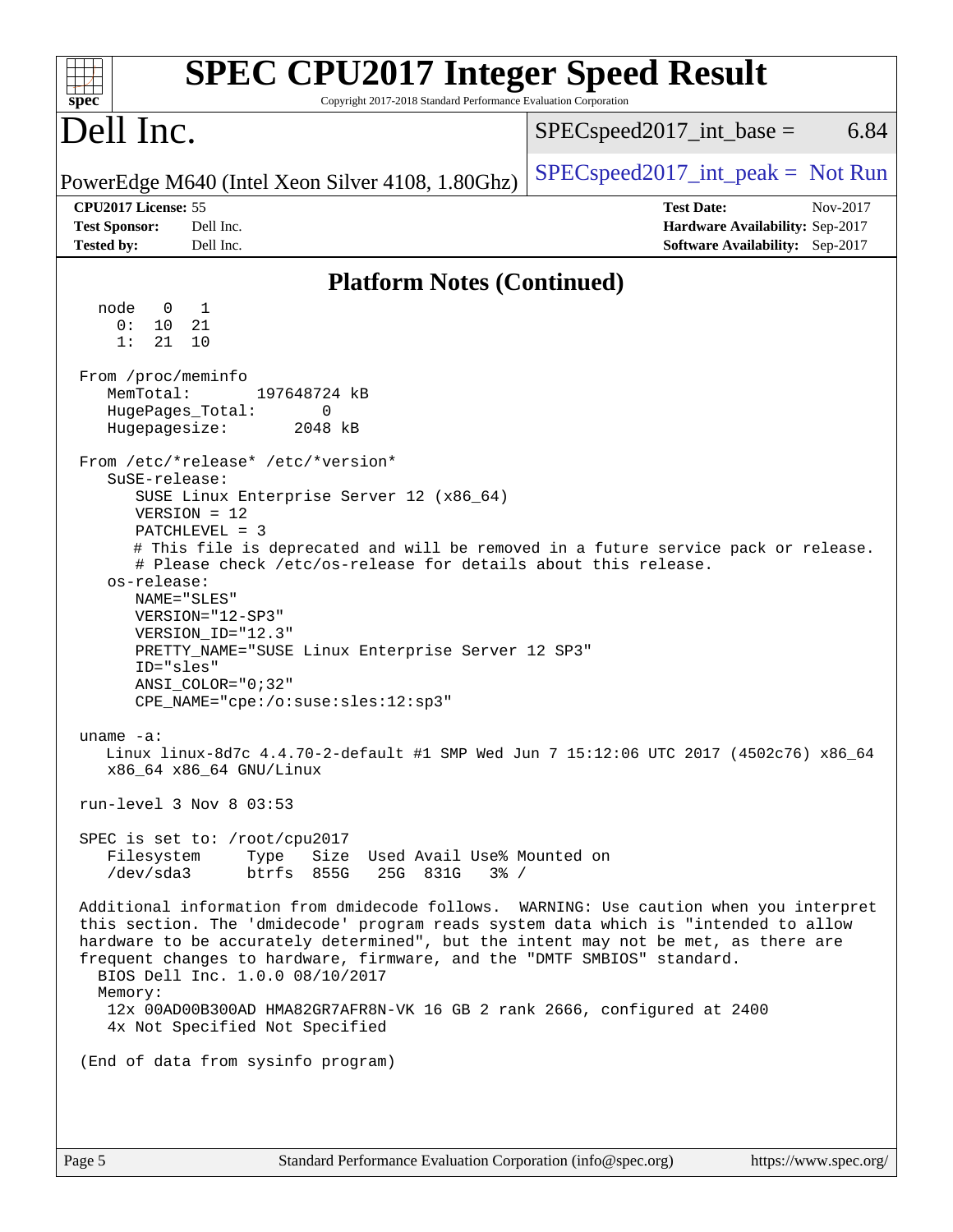# SPEC CPU2017 Integer Speed Result

Copyright 2017-2018 Standard Performance Evaluation Corporation

## Dell Inc.

PowerEdge M640 (Intel Xeon Silver 4108, 1.80Ghz)

SPECspeed2017_int_base = 6.84

SPECspeed2017_int_peak = Not Run

**CPU2017 License:** 55
**Test Sponsor:** Dell Inc.
**Tested by:** Dell Inc.

**Test Date:** Nov-2017
**Hardware Availability:** Sep-2017
**Software Availability:** Sep-2017

## Platform Notes (Continued)

```
   node   0   1
     0:  10  21
     1:  21  10

 From /proc/meminfo
    MemTotal:       197648724 kB
    HugePages_Total:       0
    Hugepagesize:       2048 kB

 From /etc/*release* /etc/*version*
    SuSE-release:
       SUSE Linux Enterprise Server 12 (x86_64)
       VERSION = 12
       PATCHLEVEL = 3
       # This file is deprecated and will be removed in a future service pack or release.
       # Please check /etc/os-release for details about this release.
    os-release:
       NAME="SLES"
       VERSION="12-SP3"
       VERSION_ID="12.3"
       PRETTY_NAME="SUSE Linux Enterprise Server 12 SP3"
       ID="sles"
       ANSI_COLOR="0;32"
       CPE_NAME="cpe:/o:suse:sles:12:sp3"

 uname -a:
    Linux linux-8d7c 4.4.70-2-default #1 SMP Wed Jun 7 15:12:06 UTC 2017 (4502c76) x86_64
    x86_64 x86_64 GNU/Linux

 run-level 3 Nov 8 03:53

 SPEC is set to: /root/cpu2017
    Filesystem     Type   Size  Used Avail Use% Mounted on
    /dev/sda3      btrfs  855G   25G  831G   3% /

 Additional information from dmidecode follows.  WARNING: Use caution when you interpret
 this section. The 'dmidecode' program reads system data which is "intended to allow
 hardware to be accurately determined", but the intent may not be met, as there are
 frequent changes to hardware, firmware, and the "DMTF SMBIOS" standard.
   BIOS Dell Inc. 1.0.0 08/10/2017
   Memory:
    12x 00AD00B300AD HMA82GR7AFR8N-VK 16 GB 2 rank 2666, configured at 2400
    4x Not Specified Not Specified

 (End of data from sysinfo program)
```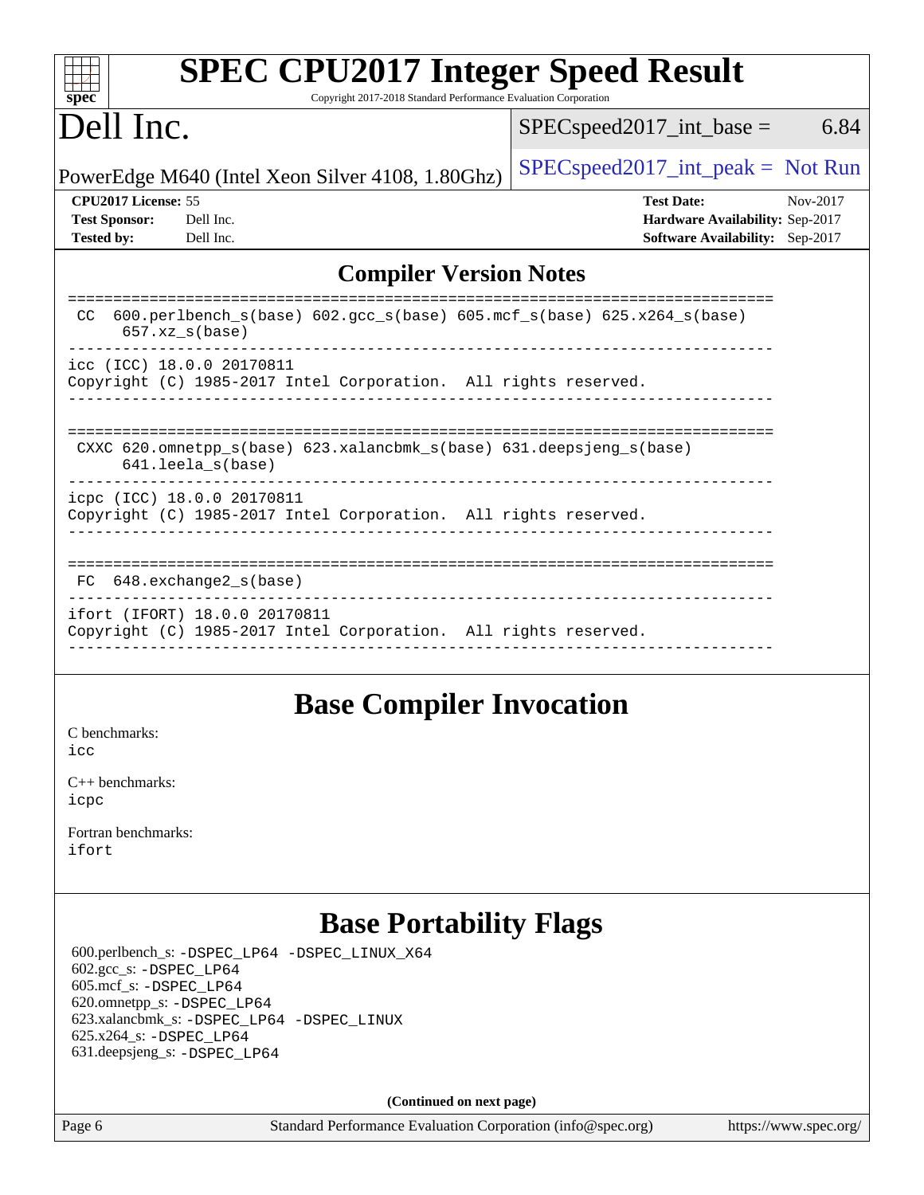## Compiler Version Notes

```
==============================================================================
 CC  600.perlbench_s(base) 602.gcc_s(base) 605.mcf_s(base) 625.x264_s(base)
      657.xz_s(base)
------------------------------------------------------------------------------
icc (ICC) 18.0.0 20170811
Copyright (C) 1985-2017 Intel Corporation.  All rights reserved.
------------------------------------------------------------------------------

==============================================================================
 CXXC 620.omnetpp_s(base) 623.xalancbmk_s(base) 631.deepsjeng_s(base)
      641.leela_s(base)
------------------------------------------------------------------------------
icpc (ICC) 18.0.0 20170811
Copyright (C) 1985-2017 Intel Corporation.  All rights reserved.
------------------------------------------------------------------------------

==============================================================================
 FC  648.exchange2_s(base)
------------------------------------------------------------------------------
ifort (IFORT) 18.0.0 20170811
Copyright (C) 1985-2017 Intel Corporation.  All rights reserved.
------------------------------------------------------------------------------
```

## Base Compiler Invocation

C benchmarks:
icc

C++ benchmarks:
icpc

Fortran benchmarks:
ifort

## Base Portability Flags

600.perlbench_s: -DSPEC_LP64 -DSPEC_LINUX_X64
602.gcc_s: -DSPEC_LP64
605.mcf_s: -DSPEC_LP64
620.omnetpp_s: -DSPEC_LP64
623.xalancbmk_s: -DSPEC_LP64 -DSPEC_LINUX
625.x264_s: -DSPEC_LP64
631.deepsjeng_s: -DSPEC_LP64

**(Continued on next page)**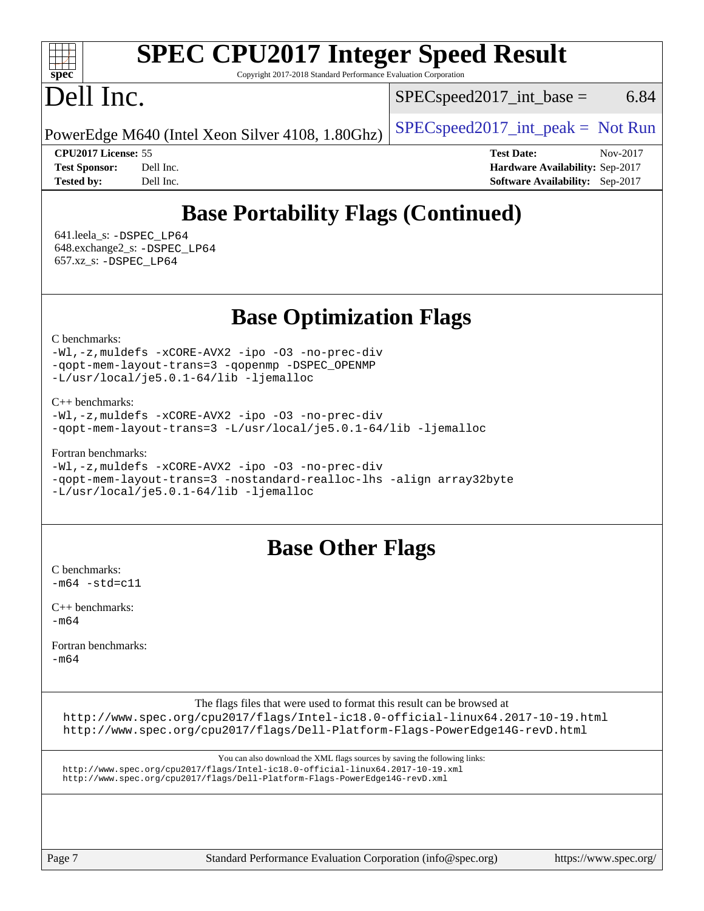## Base Portability Flags (Continued)

641.leela_s: -DSPEC_LP64
648.exchange2_s: -DSPEC_LP64
657.xz_s: -DSPEC_LP64

## Base Optimization Flags

C benchmarks:
-Wl,-z,muldefs -xCORE-AVX2 -ipo -O3 -no-prec-div
-qopt-mem-layout-trans=3 -qopenmp -DSPEC_OPENMP
-L/usr/local/je5.0.1-64/lib -ljemalloc

C++ benchmarks:
-Wl,-z,muldefs -xCORE-AVX2 -ipo -O3 -no-prec-div
-qopt-mem-layout-trans=3 -L/usr/local/je5.0.1-64/lib -ljemalloc

Fortran benchmarks:
-Wl,-z,muldefs -xCORE-AVX2 -ipo -O3 -no-prec-div
-qopt-mem-layout-trans=3 -nostandard-realloc-lhs -align array32byte
-L/usr/local/je5.0.1-64/lib -ljemalloc

## Base Other Flags

C benchmarks:
-m64 -std=c11

C++ benchmarks:
-m64

Fortran benchmarks:
-m64

The flags files that were used to format this result can be browsed at
http://www.spec.org/cpu2017/flags/Intel-ic18.0-official-linux64.2017-10-19.html
http://www.spec.org/cpu2017/flags/Dell-Platform-Flags-PowerEdge14G-revD.html

You can also download the XML flags sources by saving the following links:
http://www.spec.org/cpu2017/flags/Intel-ic18.0-official-linux64.2017-10-19.xml
http://www.spec.org/cpu2017/flags/Dell-Platform-Flags-PowerEdge14G-revD.xml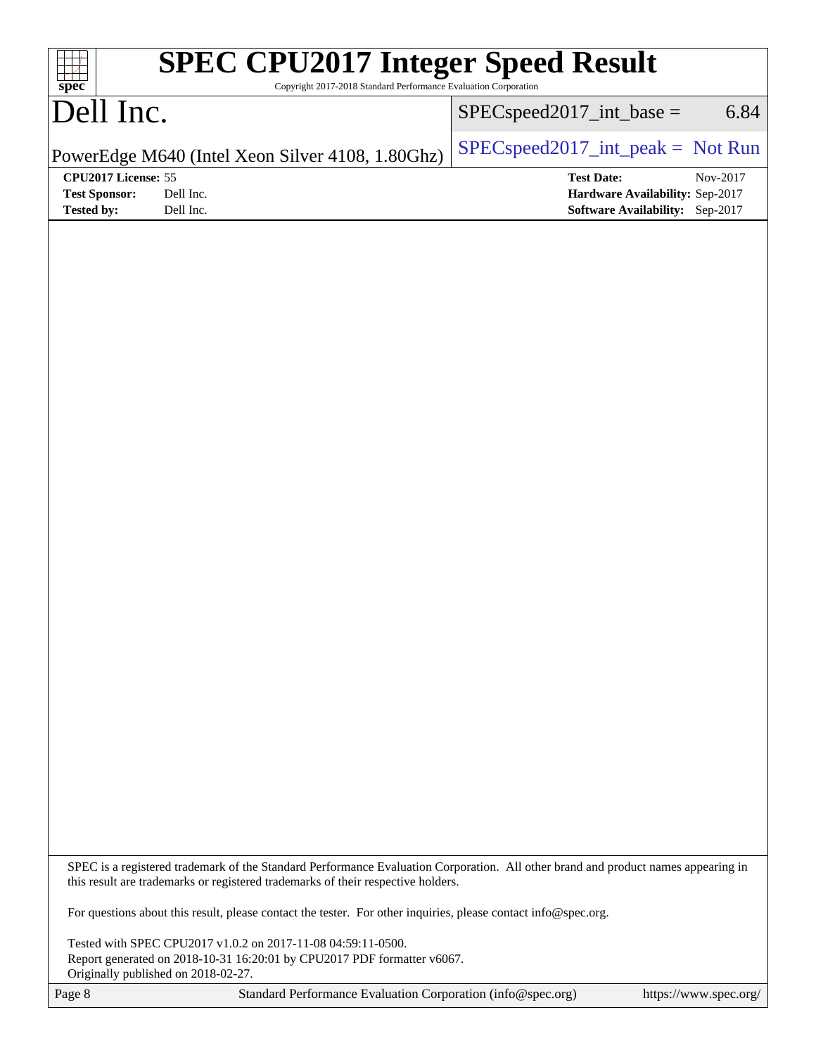SPEC is a registered trademark of the Standard Performance Evaluation Corporation. All other brand and product names appearing in this result are trademarks or registered trademarks of their respective holders.

For questions about this result, please contact the tester. For other inquiries, please contact info@spec.org.

Tested with SPEC CPU2017 v1.0.2 on 2017-11-08 04:59:11-0500.
Report generated on 2018-10-31 16:20:01 by CPU2017 PDF formatter v6067.
Originally published on 2018-02-27.